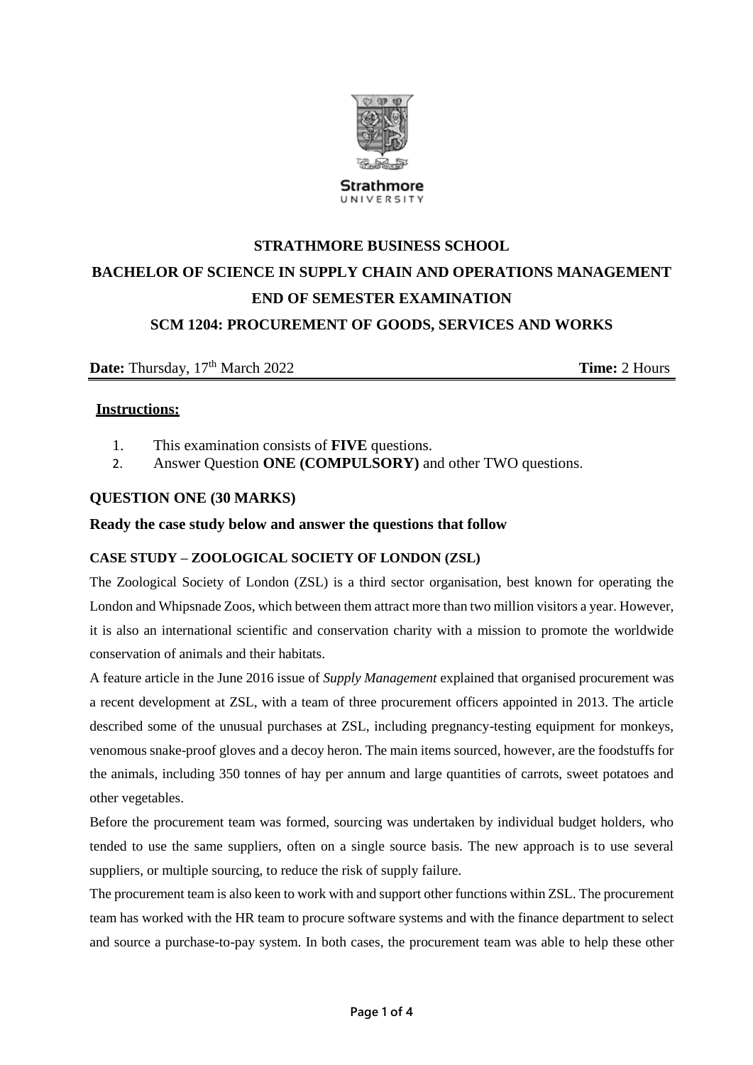Strathmore
UNIVERSITY

# STRATHMORE BUSINESS SCHOOL

## BACHELOR OF SCIENCE IN SUPPLY CHAIN AND OPERATIONS MANAGEMENT

## END OF SEMESTER EXAMINATION

## SCM 1204: PROCUREMENT OF GOODS, SERVICES AND WORKS

**Date:** Thursday, 17th March 2022 **Time:** 2 Hours

**Instructions:**

1. This examination consists of **FIVE** questions.
2. Answer Question **ONE (COMPULSORY)** and other TWO questions.

### QUESTION ONE (30 MARKS)

**Ready the case study below and answer the questions that follow**

**CASE STUDY – ZOOLOGICAL SOCIETY OF LONDON (ZSL)**

The Zoological Society of London (ZSL) is a third sector organisation, best known for operating the London and Whipsnade Zoos, which between them attract more than two million visitors a year. However, it is also an international scientific and conservation charity with a mission to promote the worldwide conservation of animals and their habitats.

A feature article in the June 2016 issue of *Supply Management* explained that organised procurement was a recent development at ZSL, with a team of three procurement officers appointed in 2013. The article described some of the unusual purchases at ZSL, including pregnancy-testing equipment for monkeys, venomous snake-proof gloves and a decoy heron. The main items sourced, however, are the foodstuffs for the animals, including 350 tonnes of hay per annum and large quantities of carrots, sweet potatoes and other vegetables.

Before the procurement team was formed, sourcing was undertaken by individual budget holders, who tended to use the same suppliers, often on a single source basis. The new approach is to use several suppliers, or multiple sourcing, to reduce the risk of supply failure.

The procurement team is also keen to work with and support other functions within ZSL. The procurement team has worked with the HR team to procure software systems and with the finance department to select and source a purchase-to-pay system. In both cases, the procurement team was able to help these other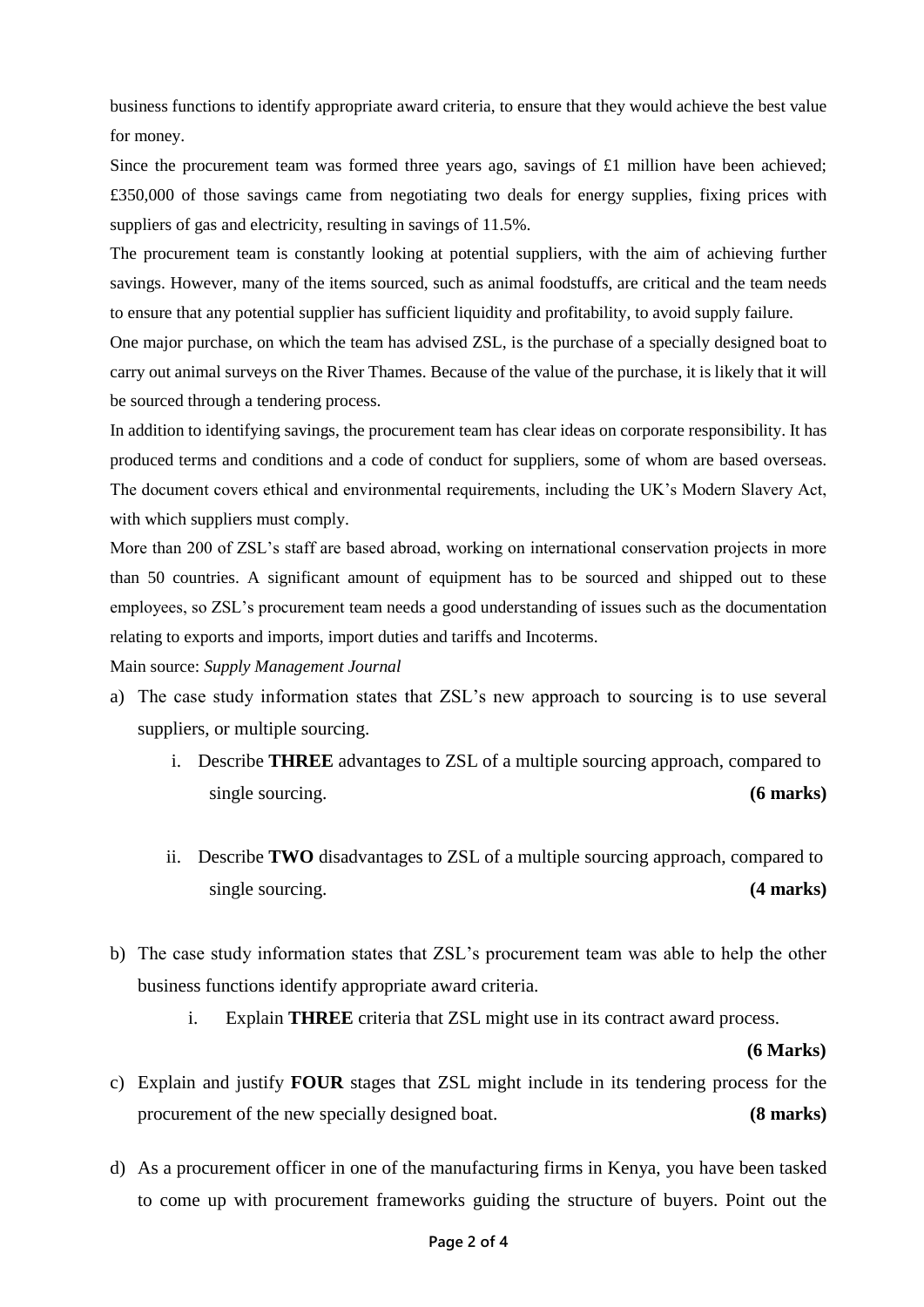business functions to identify appropriate award criteria, to ensure that they would achieve the best value for money.

Since the procurement team was formed three years ago, savings of £1 million have been achieved; £350,000 of those savings came from negotiating two deals for energy supplies, fixing prices with suppliers of gas and electricity, resulting in savings of 11.5%.

The procurement team is constantly looking at potential suppliers, with the aim of achieving further savings. However, many of the items sourced, such as animal foodstuffs, are critical and the team needs to ensure that any potential supplier has sufficient liquidity and profitability, to avoid supply failure.

One major purchase, on which the team has advised ZSL, is the purchase of a specially designed boat to carry out animal surveys on the River Thames. Because of the value of the purchase, it is likely that it will be sourced through a tendering process.

In addition to identifying savings, the procurement team has clear ideas on corporate responsibility. It has produced terms and conditions and a code of conduct for suppliers, some of whom are based overseas. The document covers ethical and environmental requirements, including the UK's Modern Slavery Act, with which suppliers must comply.

More than 200 of ZSL's staff are based abroad, working on international conservation projects in more than 50 countries. A significant amount of equipment has to be sourced and shipped out to these employees, so ZSL's procurement team needs a good understanding of issues such as the documentation relating to exports and imports, import duties and tariffs and Incoterms.

Main source: *Supply Management Journal*

a) The case study information states that ZSL's new approach to sourcing is to use several suppliers, or multiple sourcing.

   i. Describe **THREE** advantages to ZSL of a multiple sourcing approach, compared to single sourcing. **(6 marks)**

   ii. Describe **TWO** disadvantages to ZSL of a multiple sourcing approach, compared to single sourcing. **(4 marks)**

b) The case study information states that ZSL's procurement team was able to help the other business functions identify appropriate award criteria.

   i. Explain **THREE** criteria that ZSL might use in its contract award process. **(6 Marks)**

c) Explain and justify **FOUR** stages that ZSL might include in its tendering process for the procurement of the new specially designed boat. **(8 marks)**

d) As a procurement officer in one of the manufacturing firms in Kenya, you have been tasked to come up with procurement frameworks guiding the structure of buyers. Point out the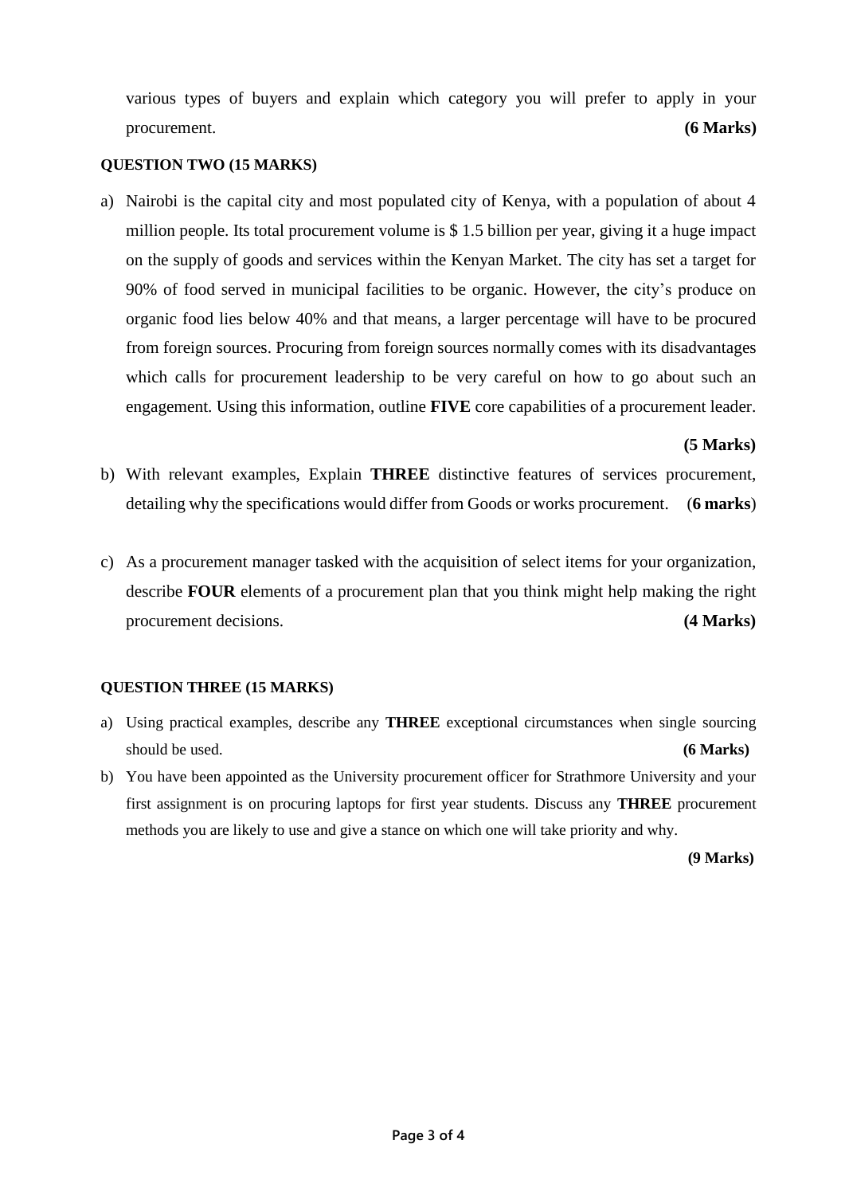various types of buyers and explain which category you will prefer to apply in your procurement. **(6 Marks)**

**QUESTION TWO (15 MARKS)**

a) Nairobi is the capital city and most populated city of Kenya, with a population of about 4 million people. Its total procurement volume is $ 1.5 billion per year, giving it a huge impact on the supply of goods and services within the Kenyan Market. The city has set a target for 90% of food served in municipal facilities to be organic. However, the city's produce on organic food lies below 40% and that means, a larger percentage will have to be procured from foreign sources. Procuring from foreign sources normally comes with its disadvantages which calls for procurement leadership to be very careful on how to go about such an engagement. Using this information, outline **FIVE** core capabilities of a procurement leader. **(5 Marks)**

b) With relevant examples, Explain **THREE** distinctive features of services procurement, detailing why the specifications would differ from Goods or works procurement. (**6 marks**)

c) As a procurement manager tasked with the acquisition of select items for your organization, describe **FOUR** elements of a procurement plan that you think might help making the right procurement decisions. **(4 Marks)**

**QUESTION THREE (15 MARKS)**

a) Using practical examples, describe any **THREE** exceptional circumstances when single sourcing should be used. **(6 Marks)**

b) You have been appointed as the University procurement officer for Strathmore University and your first assignment is on procuring laptops for first year students. Discuss any **THREE** procurement methods you are likely to use and give a stance on which one will take priority and why. **(9 Marks)**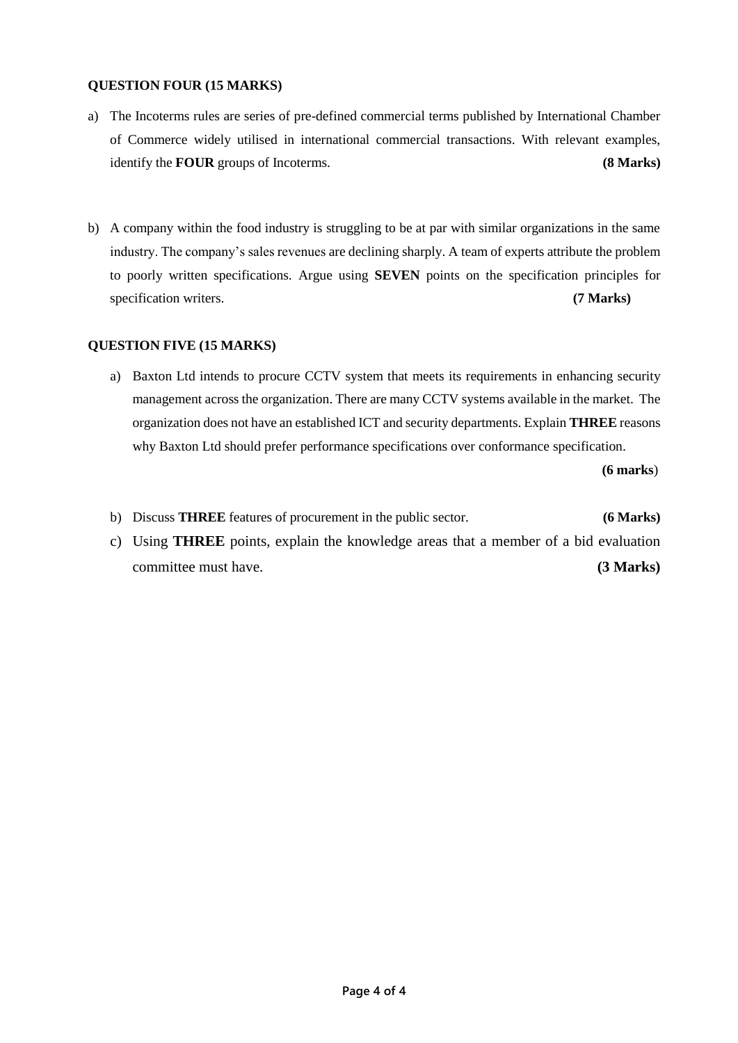**QUESTION FOUR (15 MARKS)**

a) The Incoterms rules are series of pre-defined commercial terms published by International Chamber of Commerce widely utilised in international commercial transactions. With relevant examples, identify the **FOUR** groups of Incoterms. **(8 Marks)**

b) A company within the food industry is struggling to be at par with similar organizations in the same industry. The company's sales revenues are declining sharply. A team of experts attribute the problem to poorly written specifications. Argue using **SEVEN** points on the specification principles for specification writers. **(7 Marks)**

**QUESTION FIVE (15 MARKS)**

a) Baxton Ltd intends to procure CCTV system that meets its requirements in enhancing security management across the organization. There are many CCTV systems available in the market. The organization does not have an established ICT and security departments. Explain **THREE** reasons why Baxton Ltd should prefer performance specifications over conformance specification. **(6 marks)**

b) Discuss **THREE** features of procurement in the public sector. **(6 Marks)**

c) Using **THREE** points, explain the knowledge areas that a member of a bid evaluation committee must have. **(3 Marks)**